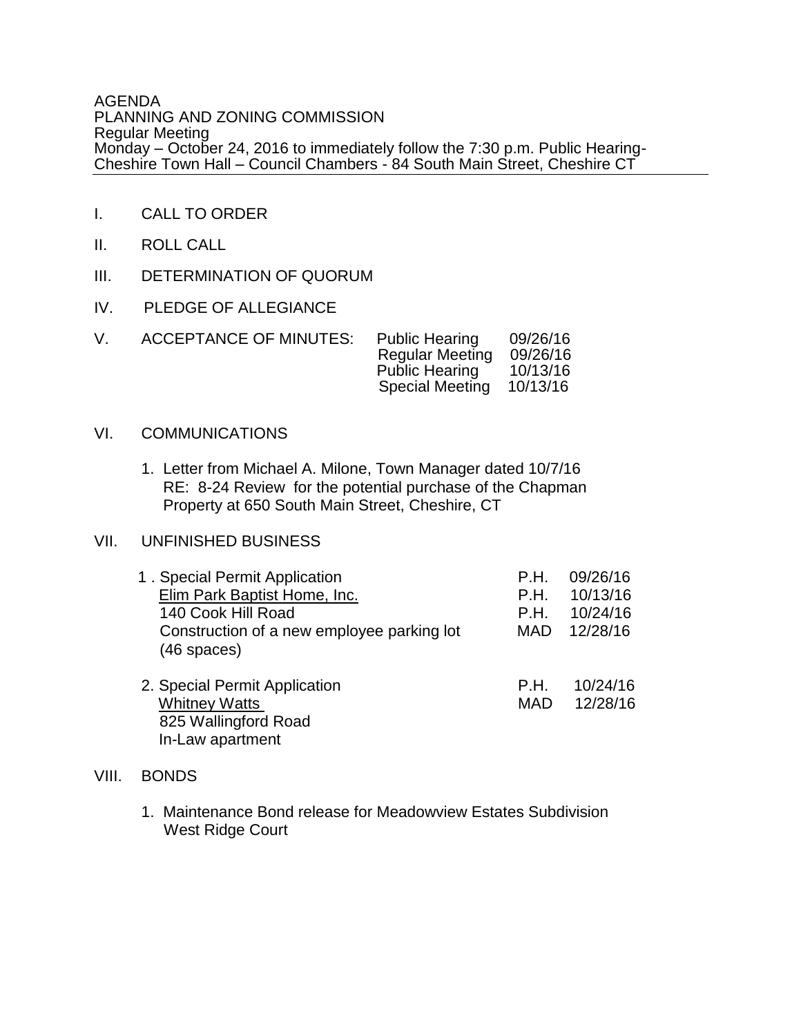AGENDA
PLANNING AND ZONING COMMISSION
Regular Meeting
Monday – October 24, 2016 to immediately follow the 7:30 p.m. Public Hearing-
Cheshire Town Hall – Council Chambers - 84 South Main Street, Cheshire CT

---

I. CALL TO ORDER

II. ROLL CALL

III. DETERMINATION OF QUORUM

IV. PLEDGE OF ALLEGIANCE

V. ACCEPTANCE OF MINUTES:

| | |
|---|---|
| Public Hearing | 09/26/16 |
| Regular Meeting | 09/26/16 |
| Public Hearing | 10/13/16 |
| Special Meeting | 10/13/16 |

VI. COMMUNICATIONS

1. Letter from Michael A. Milone, Town Manager dated 10/7/16
   RE: 8-24 Review for the potential purchase of the Chapman Property at 650 South Main Street, Cheshire, CT

VII. UNFINISHED BUSINESS

1. Special Permit Application — P.H. 09/26/16
   Elim Park Baptist Home, Inc. — P.H. 10/13/16
   140 Cook Hill Road — P.H. 10/24/16
   Construction of a new employee parking lot (46 spaces) — MAD 12/28/16

2. Special Permit Application — P.H. 10/24/16
   Whitney Watts — MAD 12/28/16
   825 Wallingford Road
   In-Law apartment

VIII. BONDS

1. Maintenance Bond release for Meadowview Estates Subdivision
   West Ridge Court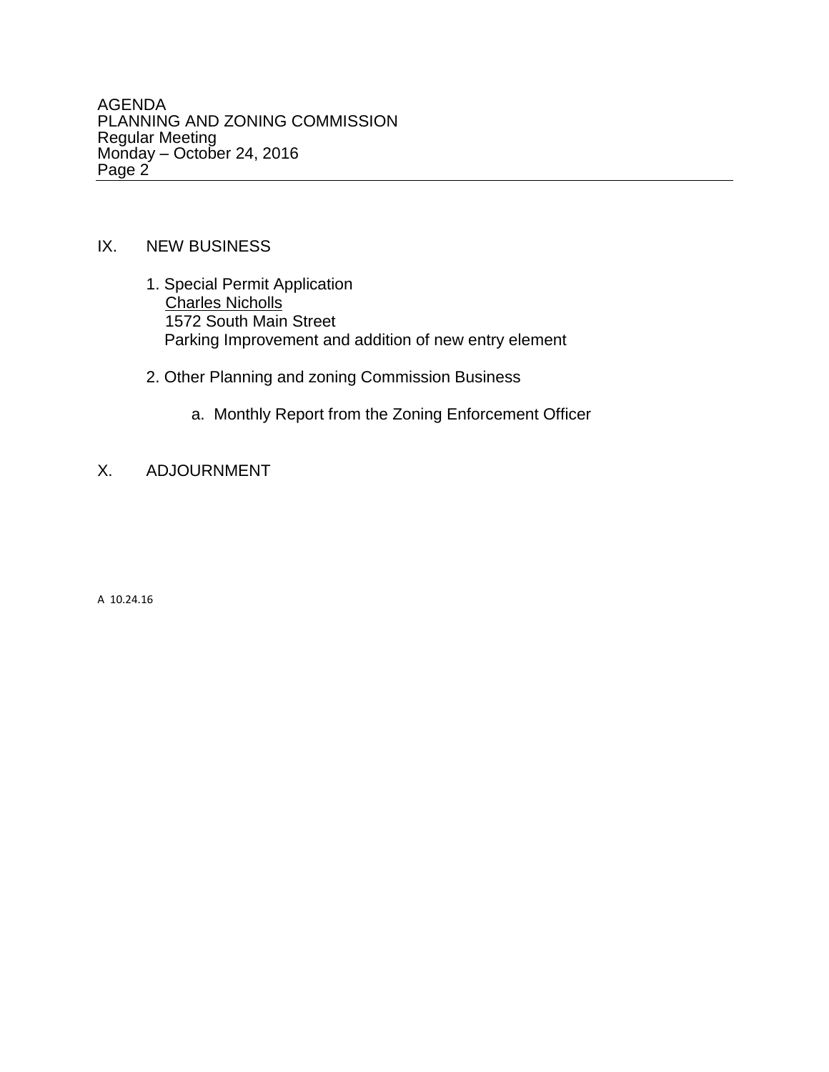## IX. NEW BUSINESS

1. Special Permit Application
   Charles Nicholls
   1572 South Main Street
   Parking Improvement and addition of new entry element

2. Other Planning and zoning Commission Business

   a. Monthly Report from the Zoning Enforcement Officer

## X. ADJOURNMENT

A 10.24.16